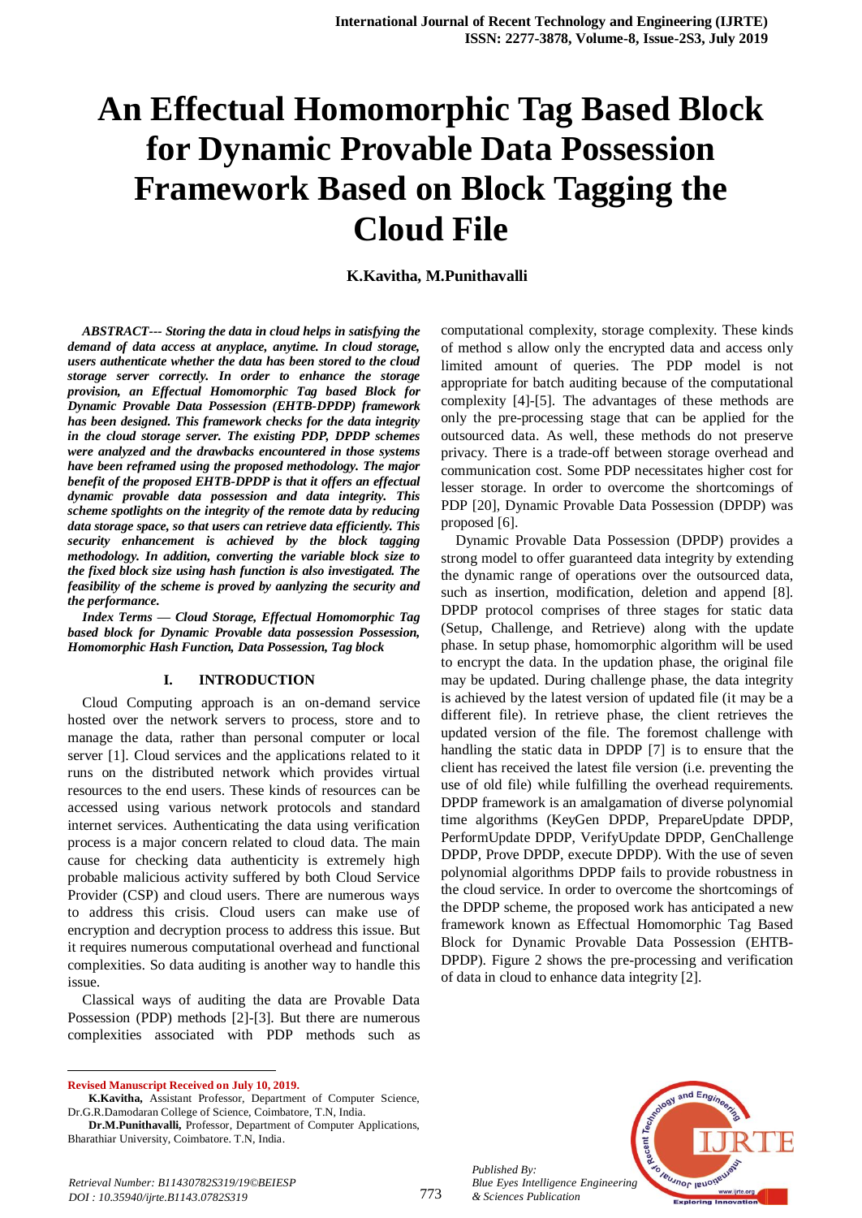# An Effectual Homomorphic Tag Based Block for Dynamic Provable Data Possession Framework Based on Block Tagging the Cloud File

**K.Kavitha, M.Punithavalli**

***ABSTRACT--- Storing the data in cloud helps in satisfying the demand of data access at anyplace, anytime. In cloud storage, users authenticate whether the data has been stored to the cloud storage server correctly. In order to enhance the storage provision, an Effectual Homomorphic Tag based Block for Dynamic Provable Data Possession (EHTB-DPDP) framework has been designed. This framework checks for the data integrity in the cloud storage server. The existing PDP, DPDP schemes were analyzed and the drawbacks encountered in those systems have been reframed using the proposed methodology. The major benefit of the proposed EHTB-DPDP is that it offers an effectual dynamic provable data possession and data integrity. This scheme spotlights on the integrity of the remote data by reducing data storage space, so that users can retrieve data efficiently. This security enhancement is achieved by the block tagging methodology. In addition, converting the variable block size to the fixed block size using hash function is also investigated. The feasibility of the scheme is proved by aanlyzing the security and the performance.***

***Index Terms — Cloud Storage, Effectual Homomorphic Tag based block for Dynamic Provable data possession Possession, Homomorphic Hash Function, Data Possession, Tag block***

## I. INTRODUCTION

Cloud Computing approach is an on-demand service hosted over the network servers to process, store and to manage the data, rather than personal computer or local server [1]. Cloud services and the applications related to it runs on the distributed network which provides virtual resources to the end users. These kinds of resources can be accessed using various network protocols and standard internet services. Authenticating the data using verification process is a major concern related to cloud data. The main cause for checking data authenticity is extremely high probable malicious activity suffered by both Cloud Service Provider (CSP) and cloud users. There are numerous ways to address this crisis. Cloud users can make use of encryption and decryption process to address this issue. But it requires numerous computational overhead and functional complexities. So data auditing is another way to handle this issue.

Classical ways of auditing the data are Provable Data Possession (PDP) methods [2]-[3]. But there are numerous complexities associated with PDP methods such as computational complexity, storage complexity. These kinds of method s allow only the encrypted data and access only limited amount of queries. The PDP model is not appropriate for batch auditing because of the computational complexity [4]-[5]. The advantages of these methods are only the pre-processing stage that can be applied for the outsourced data. As well, these methods do not preserve privacy. There is a trade-off between storage overhead and communication cost. Some PDP necessitates higher cost for lesser storage. In order to overcome the shortcomings of PDP [20], Dynamic Provable Data Possession (DPDP) was proposed [6].

Dynamic Provable Data Possession (DPDP) provides a strong model to offer guaranteed data integrity by extending the dynamic range of operations over the outsourced data, such as insertion, modification, deletion and append [8]. DPDP protocol comprises of three stages for static data (Setup, Challenge, and Retrieve) along with the update phase. In setup phase, homomorphic algorithm will be used to encrypt the data. In the updation phase, the original file may be updated. During challenge phase, the data integrity is achieved by the latest version of updated file (it may be a different file). In retrieve phase, the client retrieves the updated version of the file. The foremost challenge with handling the static data in DPDP [7] is to ensure that the client has received the latest file version (i.e. preventing the use of old file) while fulfilling the overhead requirements. DPDP framework is an amalgamation of diverse polynomial time algorithms (KeyGen DPDP, PrepareUpdate DPDP, PerformUpdate DPDP, VerifyUpdate DPDP, GenChallenge DPDP, Prove DPDP, execute DPDP). With the use of seven polynomial algorithms DPDP fails to provide robustness in the cloud service. In order to overcome the shortcomings of the DPDP scheme, the proposed work has anticipated a new framework known as Effectual Homomorphic Tag Based Block for Dynamic Provable Data Possession (EHTB-DPDP). Figure 2 shows the pre-processing and verification of data in cloud to enhance data integrity [2].

---

**Revised Manuscript Received on July 10, 2019.**

**K.Kavitha,** Assistant Professor, Department of Computer Science, Dr.G.R.Damodaran College of Science, Coimbatore, T.N, India.

**Dr.M.Punithavalli,** Professor, Department of Computer Applications, Bharathiar University, Coimbatore. T.N, India.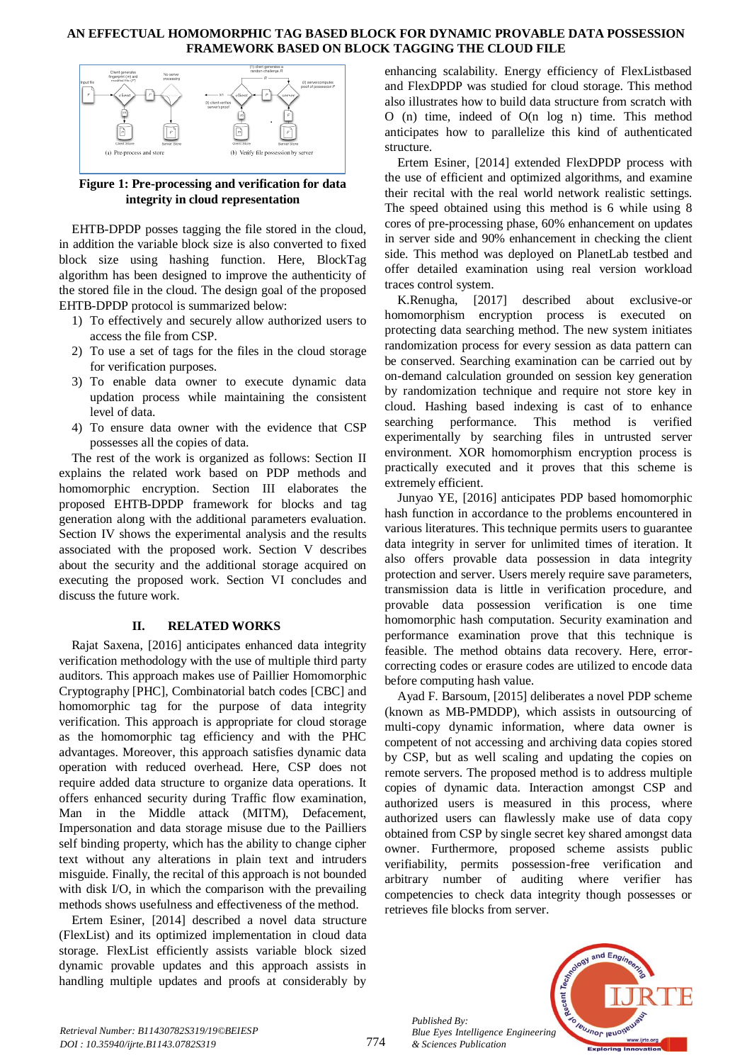Figure 1: Pre-processing and verification for data integrity in cloud representation

EHTB-DPDP posses tagging the file stored in the cloud, in addition the variable block size is also converted to fixed block size using hashing function. Here, BlockTag algorithm has been designed to improve the authenticity of the stored file in the cloud. The design goal of the proposed EHTB-DPDP protocol is summarized below:

1) To effectively and securely allow authorized users to access the file from CSP.
2) To use a set of tags for the files in the cloud storage for verification purposes.
3) To enable data owner to execute dynamic data updation process while maintaining the consistent level of data.
4) To ensure data owner with the evidence that CSP possesses all the copies of data.

The rest of the work is organized as follows: Section II explains the related work based on PDP methods and homomorphic encryption. Section III elaborates the proposed EHTB-DPDP framework for blocks and tag generation along with the additional parameters evaluation. Section IV shows the experimental analysis and the results associated with the proposed work. Section V describes about the security and the additional storage acquired on executing the proposed work. Section VI concludes and discuss the future work.

## II. RELATED WORKS

Rajat Saxena, [2016] anticipates enhanced data integrity verification methodology with the use of multiple third party auditors. This approach makes use of Paillier Homomorphic Cryptography [PHC], Combinatorial batch codes [CBC] and homomorphic tag for the purpose of data integrity verification. This approach is appropriate for cloud storage as the homomorphic tag efficiency and with the PHC advantages. Moreover, this approach satisfies dynamic data operation with reduced overhead. Here, CSP does not require added data structure to organize data operations. It offers enhanced security during Traffic flow examination, Man in the Middle attack (MITM), Defacement, Impersonation and data storage misuse due to the Pailliers self binding property, which has the ability to change cipher text without any alterations in plain text and intruders misguide. Finally, the recital of this approach is not bounded with disk I/O, in which the comparison with the prevailing methods shows usefulness and effectiveness of the method.

Ertem Esiner, [2014] described a novel data structure (FlexList) and its optimized implementation in cloud data storage. FlexList efficiently assists variable block sized dynamic provable updates and this approach assists in handling multiple updates and proofs at considerably by enhancing scalability. Energy efficiency of FlexListbased and FlexDPDP was studied for cloud storage. This method also illustrates how to build data structure from scratch with O (n) time, indeed of O(n log n) time. This method anticipates how to parallelize this kind of authenticated structure.

Ertem Esiner, [2014] extended FlexDPDP process with the use of efficient and optimized algorithms, and examine their recital with the real world network realistic settings. The speed obtained using this method is 6 while using 8 cores of pre-processing phase, 60% enhancement on updates in server side and 90% enhancement in checking the client side. This method was deployed on PlanetLab testbed and offer detailed examination using real version workload traces control system.

K.Renugha, [2017] described about exclusive-or homomorphism encryption process is executed on protecting data searching method. The new system initiates randomization process for every session as data pattern can be conserved. Searching examination can be carried out by on-demand calculation grounded on session key generation by randomization technique and require not store key in cloud. Hashing based indexing is cast of to enhance searching performance. This method is verified experimentally by searching files in untrusted server environment. XOR homomorphism encryption process is practically executed and it proves that this scheme is extremely efficient.

Junyao YE, [2016] anticipates PDP based homomorphic hash function in accordance to the problems encountered in various literatures. This technique permits users to guarantee data integrity in server for unlimited times of iteration. It also offers provable data possession in data integrity protection and server. Users merely require save parameters, transmission data is little in verification procedure, and provable data possession verification is one time homomorphic hash computation. Security examination and performance examination prove that this technique is feasible. The method obtains data recovery. Here, error-correcting codes or erasure codes are utilized to encode data before computing hash value.

Ayad F. Barsoum, [2015] deliberates a novel PDP scheme (known as MB-PMDDP), which assists in outsourcing of multi-copy dynamic information, where data owner is competent of not accessing and archiving data copies stored by CSP, but as well scaling and updating the copies on remote servers. The proposed method is to address multiple copies of dynamic data. Interaction amongst CSP and authorized users is measured in this process, where authorized users can flawlessly make use of data copy obtained from CSP by single secret key shared amongst data owner. Furthermore, proposed scheme assists public verifiability, permits possession-free verification and arbitrary number of auditing where verifier has competencies to check data integrity though possesses or retrieves file blocks from server.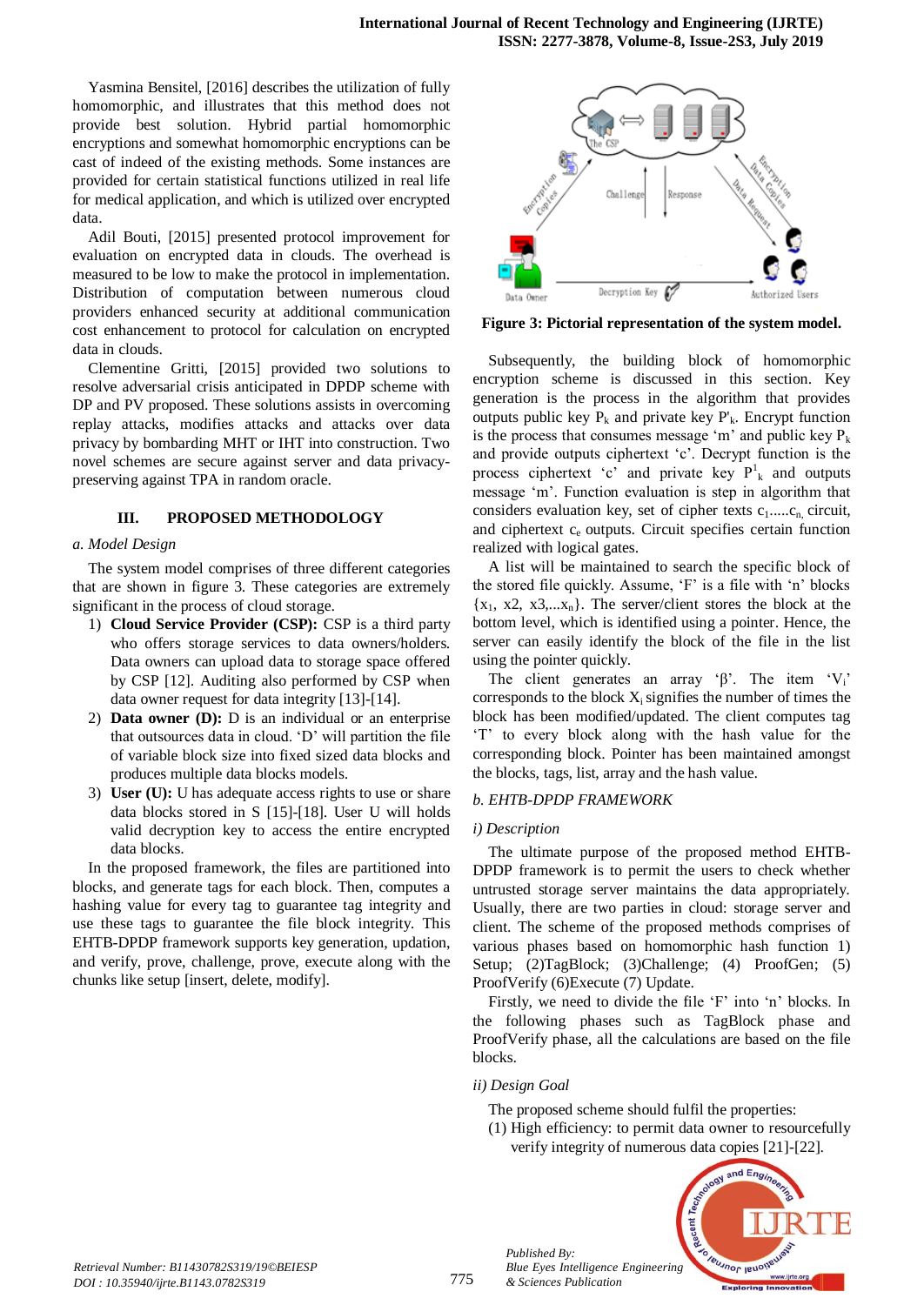Yasmina Bensitel, [2016] describes the utilization of fully homomorphic, and illustrates that this method does not provide best solution. Hybrid partial homomorphic encryptions and somewhat homomorphic encryptions can be cast of indeed of the existing methods. Some instances are provided for certain statistical functions utilized in real life for medical application, and which is utilized over encrypted data.

Adil Bouti, [2015] presented protocol improvement for evaluation on encrypted data in clouds. The overhead is measured to be low to make the protocol in implementation. Distribution of computation between numerous cloud providers enhanced security at additional communication cost enhancement to protocol for calculation on encrypted data in clouds.

Clementine Gritti, [2015] provided two solutions to resolve adversarial crisis anticipated in DPDP scheme with DP and PV proposed. These solutions assists in overcoming replay attacks, modifies attacks and attacks over data privacy by bombarding MHT or IHT into construction. Two novel schemes are secure against server and data privacy-preserving against TPA in random oracle.

## III. PROPOSED METHODOLOGY

### *a. Model Design*

The system model comprises of three different categories that are shown in figure 3. These categories are extremely significant in the process of cloud storage.

1) **Cloud Service Provider (CSP):** CSP is a third party who offers storage services to data owners/holders. Data owners can upload data to storage space offered by CSP [12]. Auditing also performed by CSP when data owner request for data integrity [13]-[14].
2) **Data owner (D):** D is an individual or an enterprise that outsources data in cloud. 'D' will partition the file of variable block size into fixed sized data blocks and produces multiple data blocks models.
3) **User (U):** U has adequate access rights to use or share data blocks stored in S [15]-[18]. User U will holds valid decryption key to access the entire encrypted data blocks.

In the proposed framework, the files are partitioned into blocks, and generate tags for each block. Then, computes a hashing value for every tag to guarantee tag integrity and use these tags to guarantee the file block integrity. This EHTB-DPDP framework supports key generation, updation, and verify, prove, challenge, prove, execute along with the chunks like setup [insert, delete, modify].

**Figure 3: Pictorial representation of the system model.**

Subsequently, the building block of homomorphic encryption scheme is discussed in this section. Key generation is the process in the algorithm that provides outputs public key $P_k$ and private key $P'_k$. Encrypt function is the process that consumes message 'm' and public key $P_k$ and provide outputs ciphertext 'c'. Decrypt function is the process ciphertext 'c' and private key $P^1_k$ and outputs message 'm'. Function evaluation is step in algorithm that considers evaluation key, set of cipher texts $c_1.....c_n$, circuit, and ciphertext $c_e$ outputs. Circuit specifies certain function realized with logical gates.

A list will be maintained to search the specific block of the stored file quickly. Assume, 'F' is a file with 'n' blocks $\{x_1, x2, x3,...x_n\}$. The server/client stores the block at the bottom level, which is identified using a pointer. Hence, the server can easily identify the block of the file in the list using the pointer quickly.

The client generates an array 'β'. The item '$V_i$' corresponds to the block $X_i$ signifies the number of times the block has been modified/updated. The client computes tag 'T' to every block along with the hash value for the corresponding block. Pointer has been maintained amongst the blocks, tags, list, array and the hash value.

### *b. EHTB-DPDP FRAMEWORK*

#### *i) Description*

The ultimate purpose of the proposed method EHTB-DPDP framework is to permit the users to check whether untrusted storage server maintains the data appropriately. Usually, there are two parties in cloud: storage server and client. The scheme of the proposed methods comprises of various phases based on homomorphic hash function 1) Setup; (2)TagBlock; (3)Challenge; (4) ProofGen; (5) ProofVerify (6)Execute (7) Update.

Firstly, we need to divide the file 'F' into 'n' blocks. In the following phases such as TagBlock phase and ProofVerify phase, all the calculations are based on the file blocks.

#### *ii) Design Goal*

The proposed scheme should fulfil the properties:

(1) High efficiency: to permit data owner to resourcefully verify integrity of numerous data copies [21]-[22].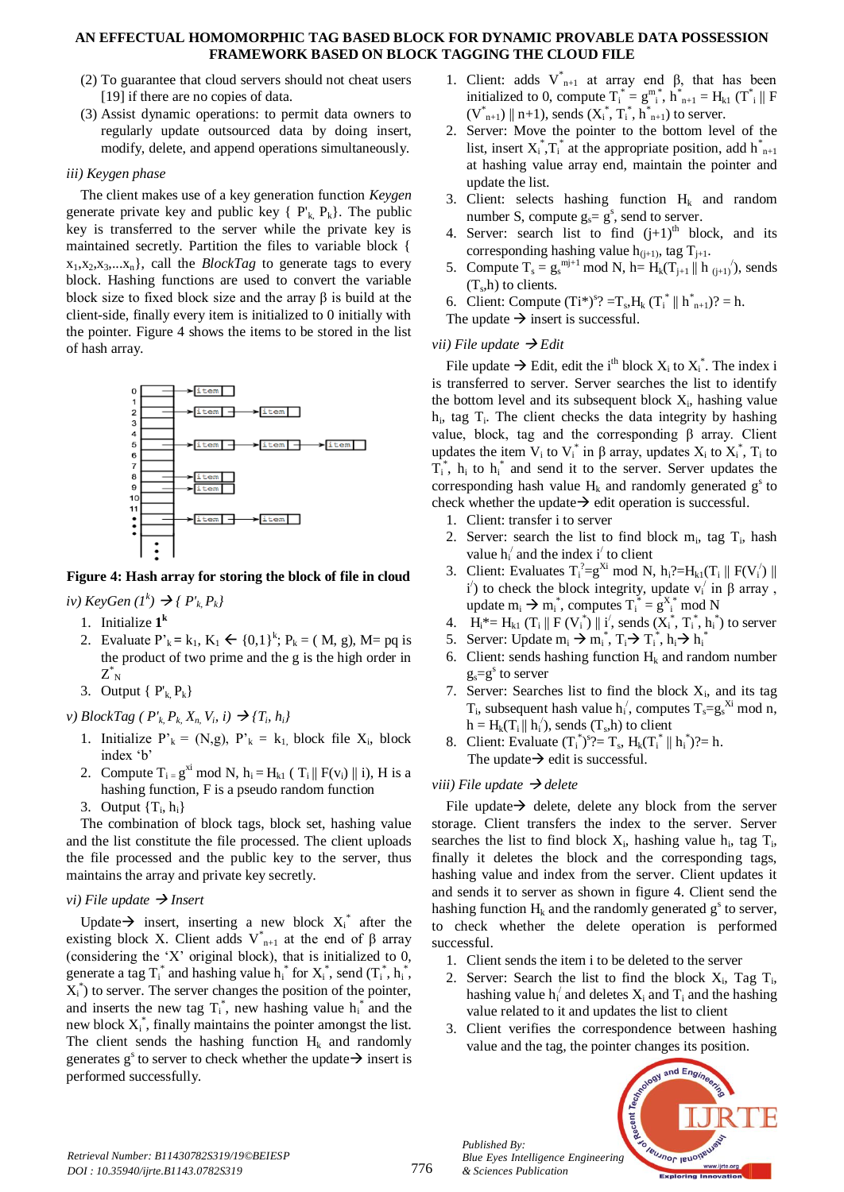(2) To guarantee that cloud servers should not cheat users [19] if there are no copies of data.

(3) Assist dynamic operations: to permit data owners to regularly update outsourced data by doing insert, modify, delete, and append operations simultaneously.

*iii) Keygen phase*

The client makes use of a key generation function *Keygen* generate private key and public key { $P'_k$, $P_k$}. The public key is transferred to the server while the private key is maintained secretly. Partition the files to variable block { $x_1, x_2, x_3, ... x_n$}, call the *BlockTag* to generate tags to every block. Hashing functions are used to convert the variable block size to fixed block size and the array β is build at the client-side, finally every item is initialized to 0 initially with the pointer. Figure 4 shows the items to be stored in the list of hash array.

**Figure 4: Hash array for storing the block of file in cloud**

*iv) KeyGen ($1^k$) → { $P'_k$, $P_k$}*

1. Initialize $\mathbf{1^k}$
2. Evaluate $P'_k = k_1$, $K_1 \leftarrow \{0,1\}^k$; $P_k = (M, g)$, M= pq is the product of two prime and the g is the high order in $Z^*_N$
3. Output { $P'_k$, $P_k$}

*v) BlockTag ( $P'_k$, $P_k$, $X_n$, $V_i$, i) → {$T_i$, $h_i$}*

1. Initialize $P'_k$ = (N,g), $P'_k = k_1$, block file $X_i$, block index 'b'
2. Compute $T_i = g^{xi} \bmod N$, $h_i = H_{k1}(T_i \| F(v_i) \| i)$, H is a hashing function, F is a pseudo random function
3. Output {$T_i$, $h_i$}

The combination of block tags, block set, hashing value and the list constitute the file processed. The client uploads the file processed and the public key to the server, thus maintains the array and private key secretly.

*vi) File update → Insert*

Update→ insert, inserting a new block $X_i^*$ after the existing block X. Client adds $V^*_{n+1}$ at the end of β array (considering the 'X' original block), that is initialized to 0, generate a tag $T_i^*$ and hashing value $h_i^*$ for $X_i^*$, send ($T_i^*$, $h_i^*$, $X_i^*$) to server. The server changes the position of the pointer, and inserts the new tag $T_i^*$, new hashing value $h_i^*$ and the new block $X_i^*$, finally maintains the pointer amongst the list. The client sends the hashing function $H_k$ and randomly generates $g^s$ to server to check whether the update→ insert is performed successfully.

1. Client: adds $V^*_{n+1}$ at array end β, that has been initialized to 0, compute $T_i^* = g^{m^*}_i$, $h^*_{n+1} = H_{k1}(T^*_i \| F(V^*_{n+1}) \| n+1)$, sends ($X_i^*$, $T_i^*$, $h^*_{n+1}$) to server.
2. Server: Move the pointer to the bottom level of the list, insert $X_i^*$,$T_i^*$ at the appropriate position, add $h^*_{n+1}$ at hashing value array end, maintain the pointer and update the list.
3. Client: selects hashing function $H_k$ and random number S, compute $g_s = g^s$, send to server.
4. Server: search list to find $(j+1)^{th}$ block, and its corresponding hashing value $h_{(j+1)}$, tag $T_{j+1}$.
5. Compute $T_s = g_s^{mj+1} \bmod N$, $h = H_k(T_{j+1} \| h_{(j+1)}')$, sends ($T_s$,h) to clients.
6. Client: Compute $(Ti^*)^s$? $=T_s$,$H_k$ $(T_i^* \| h^*_{n+1})$? = h.

The update → insert is successful.

*vii) File update → Edit*

File update → Edit, edit the $i^{th}$ block $X_i$ to $X_i^*$. The index i is transferred to server. Server searches the list to identify the bottom level and its subsequent block $X_i$, hashing value $h_i$, tag $T_i$. The client checks the data integrity by hashing value, block, tag and the corresponding β array. Client updates the item $V_i$ to $V_i^*$ in β array, updates $X_i$ to $X_i^*$, $T_i$ to $T_i^*$, $h_i$ to $h_i^*$ and send it to the server. Server updates the corresponding hash value $H_k$ and randomly generated $g^s$ to check whether the update→ edit operation is successful.

1. Client: transfer i to server
2. Server: search the list to find block $m_i$, tag $T_i$, hash value $h_i'$ and the index $i'$ to client
3. Client: Evaluates $T_i \overset{?}{=} g^{Xi} \bmod N$, $h_i ?=H_{k1}(T_i \| F(V_i') \| i')$ to check the block integrity, update $v_i'$ in β array , update $m_i$ → $m_i^*$, computes $T_i^* = g^{X^*_i} \bmod N$
4. $H_i^* = H_{k1}(T_i \| F(V_i^*) \| i')$, sends ($X_i^*$, $T_i^*$, $h_i^*$) to server
5. Server: Update $m_i$ → $m_i^*$, $T_i$→ $T_i^*$, $h_i$→ $h_i^*$
6. Client: sends hashing function $H_k$ and random number $g_s=g^s$ to server
7. Server: Searches list to find the block $X_i$, and its tag $T_i$, subsequent hash value $h_i'$, computes $T_s = g_s^{Xi} \bmod n$, $h = H_k(T_i \| h_i')$, sends ($T_s$,h) to client
8. Client: Evaluate $(T_i^*)^s$?= $T_s$, $H_k(T_i^* \| h_i^*)$?= h.

   The update→ edit is successful.

*viii) File update → delete*

File update→ delete, delete any block from the server storage. Client transfers the index to the server. Server searches the list to find block $X_i$, hashing value $h_i$, tag $T_i$, finally it deletes the block and the corresponding tags, hashing value and index from the server. Client updates it and sends it to server as shown in figure 4. Client send the hashing function $H_k$ and the randomly generated $g^s$ to server, to check whether the delete operation is performed successful.

1. Client sends the item i to be deleted to the server
2. Server: Search the list to find the block $X_i$, Tag $T_i$, hashing value $h_i'$ and deletes $X_i$ and $T_i$ and the hashing value related to it and updates the list to client
3. Client verifies the correspondence between hashing value and the tag, the pointer changes its position.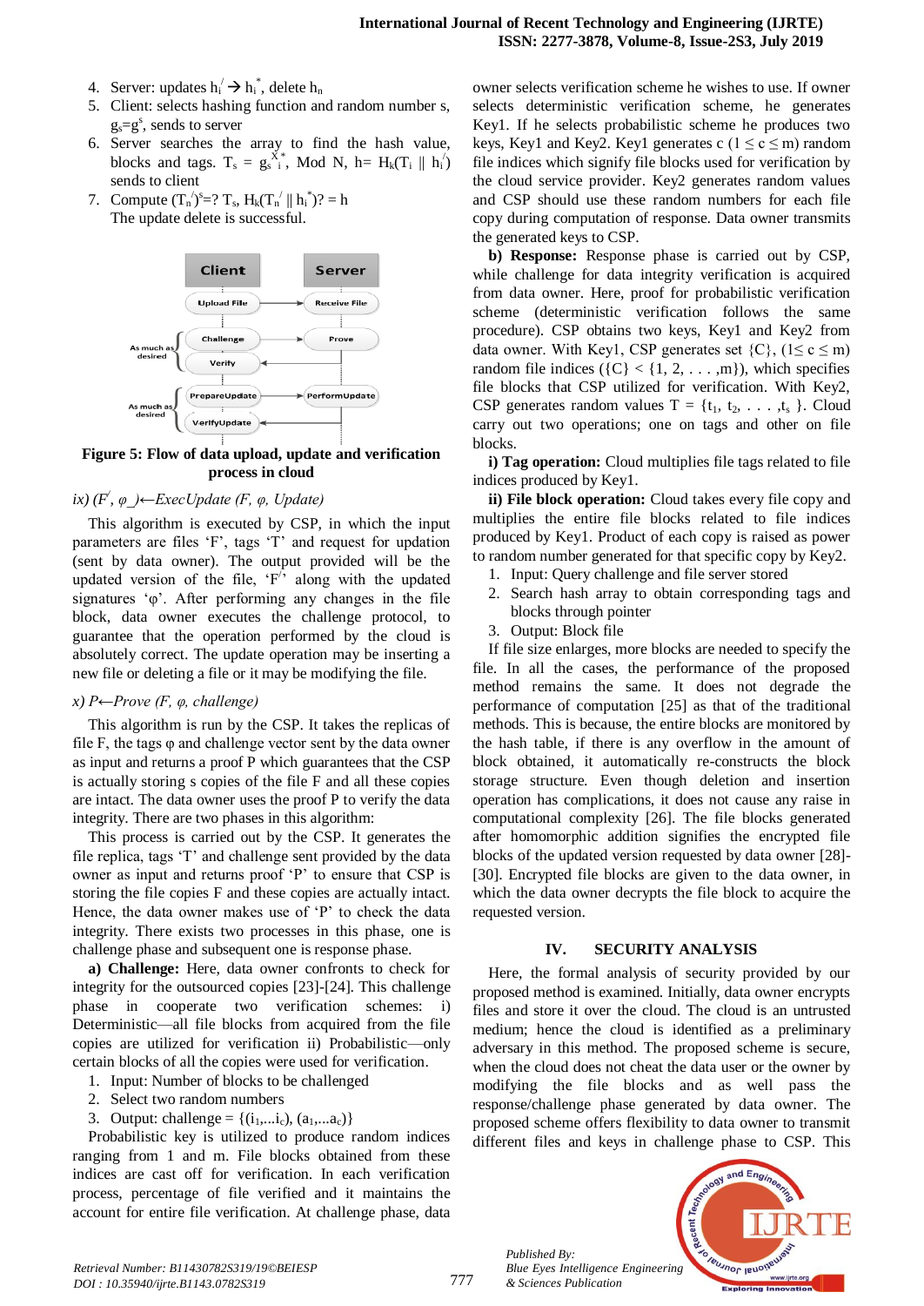4. Server: updates $h_i' \rightarrow h_i^*$, delete $h_n$
5. Client: selects hashing function and random number s, $g_s = g^s$, sends to server
6. Server searches the array to find the hash value, blocks and tags. $T_s = g_s^{X_i^*}$, Mod N, $h = H_k(T_i \parallel h_i')$ sends to client
7. Compute $(T_n')^s =? T_s$, $H_k(T_n' \parallel h_i^*)? = h$

   The update delete is successful.

**Figure 5: Flow of data upload, update and verification process in cloud**

*ix) $(F', \varphi\_) \leftarrow ExecUpdate\ (F, \varphi, Update)$*

This algorithm is executed by CSP, in which the input parameters are files 'F', tags 'T' and request for updation (sent by data owner). The output provided will be the updated version of the file, 'F'' along with the updated signatures 'φ'. After performing any changes in the file block, data owner executes the challenge protocol, to guarantee that the operation performed by the cloud is absolutely correct. The update operation may be inserting a new file or deleting a file or it may be modifying the file.

*x) $P \leftarrow Prove\ (F, \varphi, challenge)$*

This algorithm is run by the CSP. It takes the replicas of file F, the tags φ and challenge vector sent by the data owner as input and returns a proof P which guarantees that the CSP is actually storing s copies of the file F and all these copies are intact. The data owner uses the proof P to verify the data integrity. There are two phases in this algorithm:

This process is carried out by the CSP. It generates the file replica, tags 'T' and challenge sent provided by the data owner as input and returns proof 'P' to ensure that CSP is storing the file copies F and these copies are actually intact. Hence, the data owner makes use of 'P' to check the data integrity. There exists two processes in this phase, one is challenge phase and subsequent one is response phase.

**a) Challenge:** Here, data owner confronts to check for integrity for the outsourced copies [23]-[24]. This challenge phase in cooperate two verification schemes: i) Deterministic—all file blocks from acquired from the file copies are utilized for verification ii) Probabilistic—only certain blocks of all the copies were used for verification.

1. Input: Number of blocks to be challenged
2. Select two random numbers
3. Output: challenge = $\{(i_1,...i_c), (a_1,...a_c)\}$

Probabilistic key is utilized to produce random indices ranging from 1 and m. File blocks obtained from these indices are cast off for verification. In each verification process, percentage of file verified and it maintains the account for entire file verification. At challenge phase, data owner selects verification scheme he wishes to use. If owner selects deterministic verification scheme, he generates Key1. If he selects probabilistic scheme he produces two keys, Key1 and Key2. Key1 generates c ($1 \leq c \leq m$) random file indices which signify file blocks used for verification by the cloud service provider. Key2 generates random values and CSP should use these random numbers for each file copy during computation of response. Data owner transmits the generated keys to CSP.

**b) Response:** Response phase is carried out by CSP, while challenge for data integrity verification is acquired from data owner. Here, proof for probabilistic verification scheme (deterministic verification follows the same procedure). CSP obtains two keys, Key1 and Key2 from data owner. With Key1, CSP generates set {C}, ($1 \leq c \leq m$) random file indices ({C} < {1, 2, . . . ,m}), which specifies file blocks that CSP utilized for verification. With Key2, CSP generates random values $T = \{t_1, t_2, . . . ,t_s\}$. Cloud carry out two operations; one on tags and other on file blocks.

**i) Tag operation:** Cloud multiplies file tags related to file indices produced by Key1.

**ii) File block operation:** Cloud takes every file copy and multiplies the entire file blocks related to file indices produced by Key1. Product of each copy is raised as power to random number generated for that specific copy by Key2.

1. Input: Query challenge and file server stored
2. Search hash array to obtain corresponding tags and blocks through pointer
3. Output: Block file

If file size enlarges, more blocks are needed to specify the file. In all the cases, the performance of the proposed method remains the same. It does not degrade the performance of computation [25] as that of the traditional methods. This is because, the entire blocks are monitored by the hash table, if there is any overflow in the amount of block obtained, it automatically re-constructs the block storage structure. Even though deletion and insertion operation has complications, it does not cause any raise in computational complexity [26]. The file blocks generated after homomorphic addition signifies the encrypted file blocks of the updated version requested by data owner [28]-[30]. Encrypted file blocks are given to the data owner, in which the data owner decrypts the file block to acquire the requested version.

## IV. SECURITY ANALYSIS

Here, the formal analysis of security provided by our proposed method is examined. Initially, data owner encrypts files and store it over the cloud. The cloud is an untrusted medium; hence the cloud is identified as a preliminary adversary in this method. The proposed scheme is secure, when the cloud does not cheat the data user or the owner by modifying the file blocks and as well pass the response/challenge phase generated by data owner. The proposed scheme offers flexibility to data owner to transmit different files and keys in challenge phase to CSP. This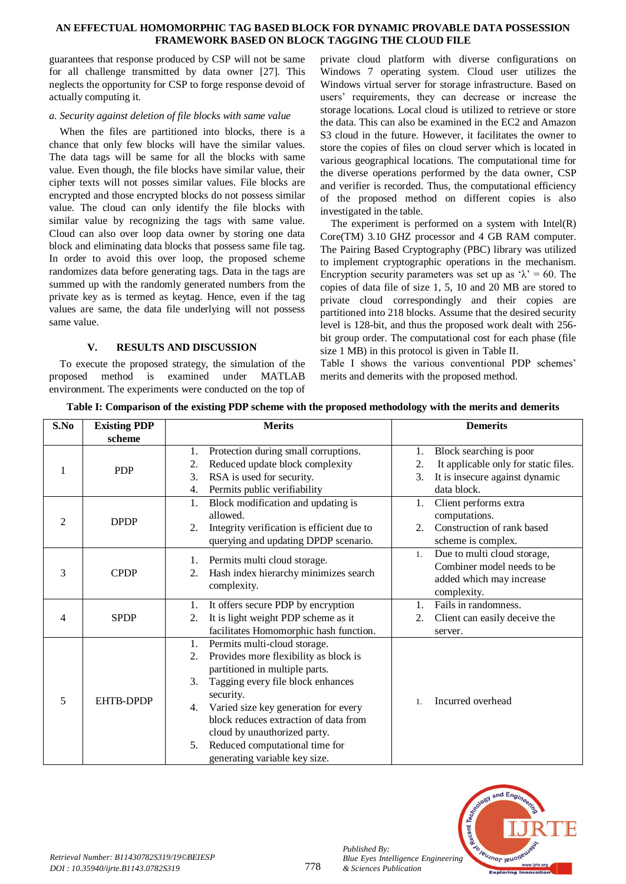guarantees that response produced by CSP will not be same for all challenge transmitted by data owner [27]. This neglects the opportunity for CSP to forge response devoid of actually computing it.

*a. Security against deletion of file blocks with same value*

When the files are partitioned into blocks, there is a chance that only few blocks will have the similar values. The data tags will be same for all the blocks with same value. Even though, the file blocks have similar value, their cipher texts will not posses similar values. File blocks are encrypted and those encrypted blocks do not possess similar value. The cloud can only identify the file blocks with similar value by recognizing the tags with same value. Cloud can also over loop data owner by storing one data block and eliminating data blocks that possess same file tag. In order to avoid this over loop, the proposed scheme randomizes data before generating tags. Data in the tags are summed up with the randomly generated numbers from the private key as is termed as keytag. Hence, even if the tag values are same, the data file underlying will not possess same value.

## V. RESULTS AND DISCUSSION

To execute the proposed strategy, the simulation of the proposed method is examined under MATLAB environment. The experiments were conducted on the top of private cloud platform with diverse configurations on Windows 7 operating system. Cloud user utilizes the Windows virtual server for storage infrastructure. Based on users' requirements, they can decrease or increase the storage locations. Local cloud is utilized to retrieve or store the data. This can also be examined in the EC2 and Amazon S3 cloud in the future. However, it facilitates the owner to store the copies of files on cloud server which is located in various geographical locations. The computational time for the diverse operations performed by the data owner, CSP and verifier is recorded. Thus, the computational efficiency of the proposed method on different copies is also investigated in the table.

The experiment is performed on a system with Intel(R) Core(TM) 3.10 GHZ processor and 4 GB RAM computer. The Pairing Based Cryptography (PBC) library was utilized to implement cryptographic operations in the mechanism. Encryption security parameters was set up as '$\lambda$' = 60. The copies of data file of size 1, 5, 10 and 20 MB are stored to private cloud correspondingly and their copies are partitioned into 218 blocks. Assume that the desired security level is 128-bit, and thus the proposed work dealt with 256-bit group order. The computational cost for each phase (file size 1 MB) in this protocol is given in Table II.

Table I shows the various conventional PDP schemes' merits and demerits with the proposed method.

**Table I: Comparison of the existing PDP scheme with the proposed methodology with the merits and demerits**

| S.No | Existing PDP scheme | Merits | Demerits |
|---|---|---|---|
| 1 | PDP | 1. Protection during small corruptions.<br>2. Reduced update block complexity<br>3. RSA is used for security.<br>4. Permits public verifiability | 1. Block searching is poor<br>2. It applicable only for static files.<br>3. It is insecure against dynamic data block. |
| 2 | DPDP | 1. Block modification and updating is allowed.<br>2. Integrity verification is efficient due to querying and updating DPDP scenario. | 1. Client performs extra computations.<br>2. Construction of rank based scheme is complex. |
| 3 | CPDP | 1. Permits multi cloud storage.<br>2. Hash index hierarchy minimizes search complexity. | 1. Due to multi cloud storage, Combiner model needs to be added which may increase complexity. |
| 4 | SPDP | 1. It offers secure PDP by encryption<br>2. It is light weight PDP scheme as it facilitates Homomorphic hash function. | 1. Fails in randomness.<br>2. Client can easily deceive the server. |
| 5 | EHTB-DPDP | 1. Permits multi-cloud storage.<br>2. Provides more flexibility as block is partitioned in multiple parts.<br>3. Tagging every file block enhances security.<br>4. Varied size key generation for every block reduces extraction of data from cloud by unauthorized party.<br>5. Reduced computational time for generating variable key size. | 1. Incurred overhead |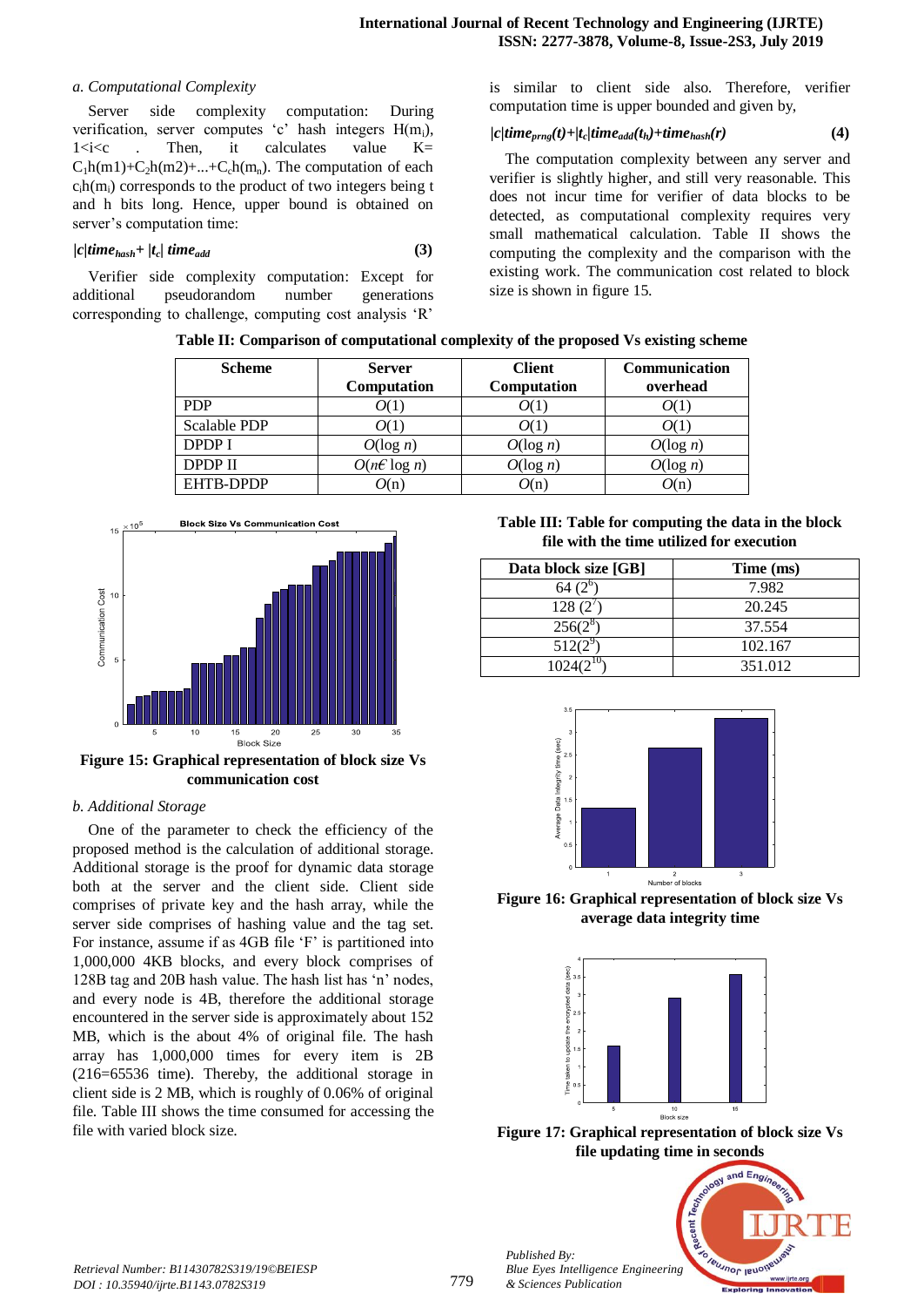*a. Computational Complexity*

Server side complexity computation: During verification, server computes 'c' hash integers $H(m_i)$, $1<i<c$ . Then, it calculates value $K= C_1h(m1)+C_2h(m2)+...+C_ch(m_n)$. The computation of each $c_ih(m_i)$ corresponds to the product of two integers being t and h bits long. Hence, upper bound is obtained on server's computation time:

$$|c|time_{hash}+ |t_c|\ time_{add} \quad (3)$$

Verifier side complexity computation: Except for additional pseudorandom number generations corresponding to challenge, computing cost analysis 'R' is similar to client side also. Therefore, verifier computation time is upper bounded and given by,

$$|c|time_{prng}(t)+|t_c|time_{add}(t_h)+time_{hash}(r) \quad (4)$$

The computation complexity between any server and verifier is slightly higher, and still very reasonable. This does not incur time for verifier of data blocks to be detected, as computational complexity requires very small mathematical calculation. Table II shows the computing the complexity and the comparison with the existing work. The communication cost related to block size is shown in figure 15.

**Table II: Comparison of computational complexity of the proposed Vs existing scheme**

| Scheme | Server Computation | Client Computation | Communication overhead |
|---|---|---|---|
| PDP | $O(1)$ | $O(1)$ | $O(1)$ |
| Scalable PDP | $O(1)$ | $O(1)$ | $O(1)$ |
| DPDP I | $O(\log n)$ | $O(\log n)$ | $O(\log n)$ |
| DPDP II | $O(n\epsilon \log n)$ | $O(\log n)$ | $O(\log n)$ |
| EHTB-DPDP | $O(n)$ | $O(n)$ | $O(n)$ |

**Figure 15: Graphical representation of block size Vs communication cost**

*b. Additional Storage*

One of the parameter to check the efficiency of the proposed method is the calculation of additional storage. Additional storage is the proof for dynamic data storage both at the server and the client side. Client side comprises of private key and the hash array, while the server side comprises of hashing value and the tag set. For instance, assume if as 4GB file 'F' is partitioned into 1,000,000 4KB blocks, and every block comprises of 128B tag and 20B hash value. The hash list has 'n' nodes, and every node is 4B, therefore the additional storage encountered in the server side is approximately about 152 MB, which is the about 4% of original file. The hash array has 1,000,000 times for every item is 2B (216=65536 time). Thereby, the additional storage in client side is 2 MB, which is roughly of 0.06% of original file. Table III shows the time consumed for accessing the file with varied block size.

**Table III: Table for computing the data in the block file with the time utilized for execution**

| Data block size [GB] | Time (ms) |
|---|---|
| 64 ($2^6$) | 7.982 |
| 128 ($2^7$) | 20.245 |
| 256($2^8$) | 37.554 |
| 512($2^9$) | 102.167 |
| 1024($2^{10}$) | 351.012 |

**Figure 16: Graphical representation of block size Vs average data integrity time**

**Figure 17: Graphical representation of block size Vs file updating time in seconds**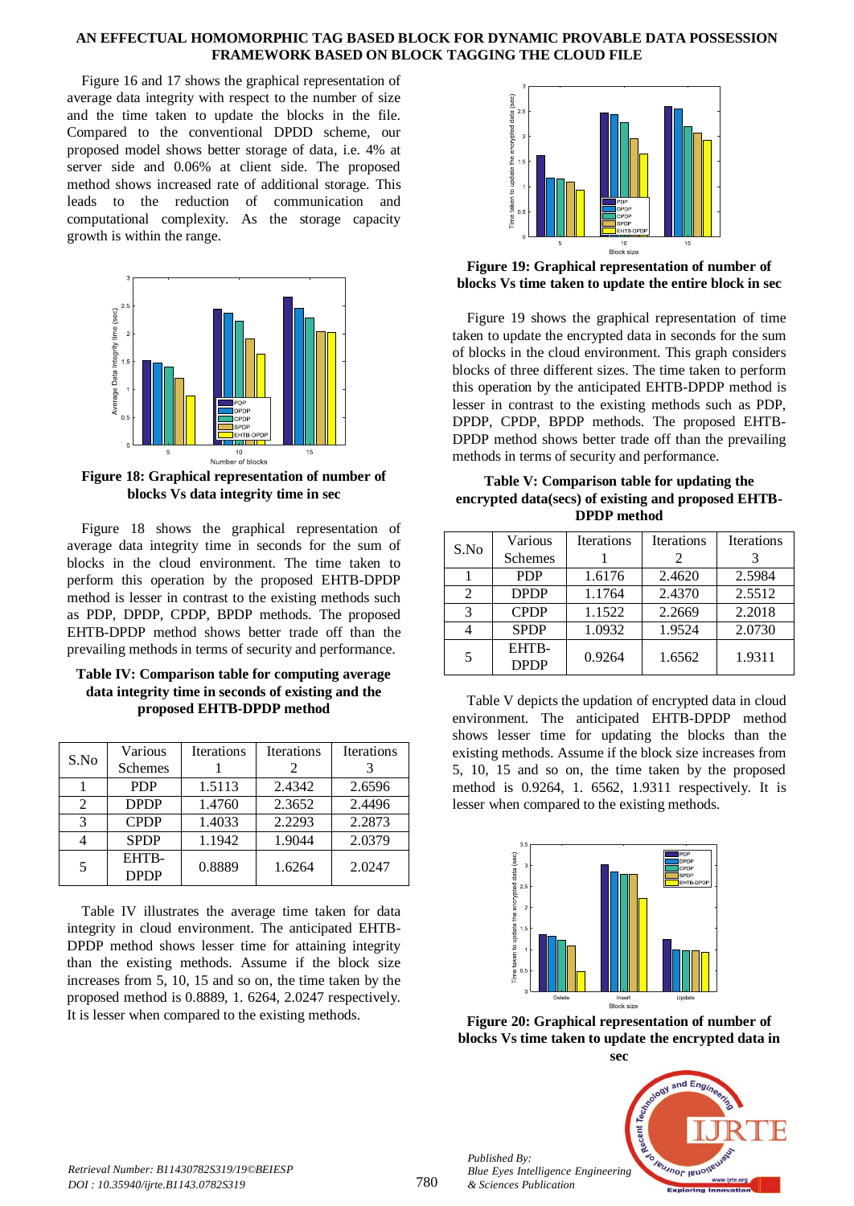Figure 16 and 17 shows the graphical representation of average data integrity with respect to the number of size and the time taken to update the blocks in the file. Compared to the conventional DPDD scheme, our proposed model shows better storage of data, i.e. 4% at server side and 0.06% at client side. The proposed method shows increased rate of additional storage. This leads to the reduction of communication and computational complexity. As the storage capacity growth is within the range.

**Figure 18: Graphical representation of number of blocks Vs data integrity time in sec**

Figure 18 shows the graphical representation of average data integrity time in seconds for the sum of blocks in the cloud environment. The time taken to perform this operation by the proposed EHTB-DPDP method is lesser in contrast to the existing methods such as PDP, DPDP, CPDP, BPDP methods. The proposed EHTB-DPDP method shows better trade off than the prevailing methods in terms of security and performance.

**Table IV: Comparison table for computing average data integrity time in seconds of existing and the proposed EHTB-DPDP method**

| S.No | Various Schemes | Iterations 1 | Iterations 2 | Iterations 3 |
|---|---|---|---|---|
| 1 | PDP | 1.5113 | 2.4342 | 2.6596 |
| 2 | DPDP | 1.4760 | 2.3652 | 2.4496 |
| 3 | CPDP | 1.4033 | 2.2293 | 2.2873 |
| 4 | SPDP | 1.1942 | 1.9044 | 2.0379 |
| 5 | EHTB-DPDP | 0.8889 | 1.6264 | 2.0247 |

Table IV illustrates the average time taken for data integrity in cloud environment. The anticipated EHTB-DPDP method shows lesser time for attaining integrity than the existing methods. Assume if the block size increases from 5, 10, 15 and so on, the time taken by the proposed method is 0.8889, 1. 6264, 2.0247 respectively. It is lesser when compared to the existing methods.

**Figure 19: Graphical representation of number of blocks Vs time taken to update the entire block in sec**

Figure 19 shows the graphical representation of time taken to update the encrypted data in seconds for the sum of blocks in the cloud environment. This graph considers blocks of three different sizes. The time taken to perform this operation by the anticipated EHTB-DPDP method is lesser in contrast to the existing methods such as PDP, DPDP, CPDP, BPDP methods. The proposed EHTB-DPDP method shows better trade off than the prevailing methods in terms of security and performance.

**Table V: Comparison table for updating the encrypted data(secs) of existing and proposed EHTB-DPDP method**

| S.No | Various Schemes | Iterations 1 | Iterations 2 | Iterations 3 |
|---|---|---|---|---|
| 1 | PDP | 1.6176 | 2.4620 | 2.5984 |
| 2 | DPDP | 1.1764 | 2.4370 | 2.5512 |
| 3 | CPDP | 1.1522 | 2.2669 | 2.2018 |
| 4 | SPDP | 1.0932 | 1.9524 | 2.0730 |
| 5 | EHTB-DPDP | 0.9264 | 1.6562 | 1.9311 |

Table V depicts the updation of encrypted data in cloud environment. The anticipated EHTB-DPDP method shows lesser time for updating the blocks than the existing methods. Assume if the block size increases from 5, 10, 15 and so on, the time taken by the proposed method is 0.9264, 1. 6562, 1.9311 respectively. It is lesser when compared to the existing methods.

**Figure 20: Graphical representation of number of blocks Vs time taken to update the encrypted data in sec**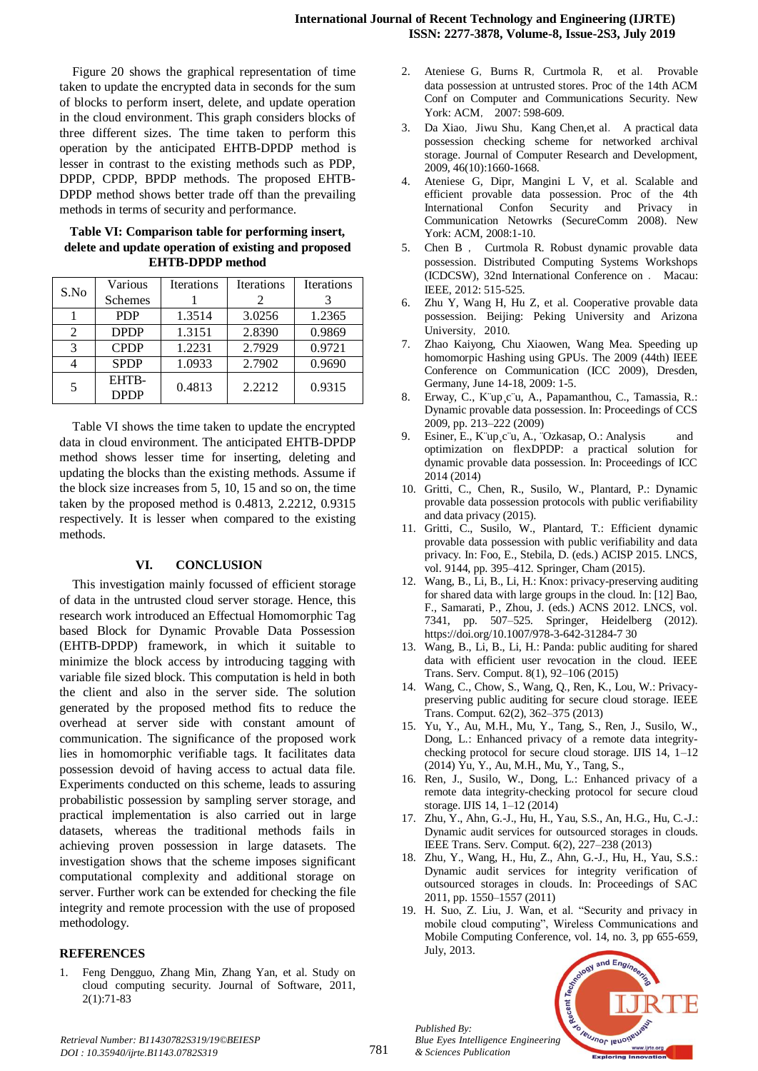Figure 20 shows the graphical representation of time taken to update the encrypted data in seconds for the sum of blocks to perform insert, delete, and update operation in the cloud environment. This graph considers blocks of three different sizes. The time taken to perform this operation by the anticipated EHTB-DPDP method is lesser in contrast to the existing methods such as PDP, DPDP, CPDP, BPDP methods. The proposed EHTB-DPDP method shows better trade off than the prevailing methods in terms of security and performance.

**Table VI: Comparison table for performing insert, delete and update operation of existing and proposed EHTB-DPDP method**

| S.No | Various Schemes | Iterations 1 | Iterations 2 | Iterations 3 |
|---|---|---|---|---|
| 1 | PDP | 1.3514 | 3.0256 | 1.2365 |
| 2 | DPDP | 1.3151 | 2.8390 | 0.9869 |
| 3 | CPDP | 1.2231 | 2.7929 | 0.9721 |
| 4 | SPDP | 1.0933 | 2.7902 | 0.9690 |
| 5 | EHTB-DPDP | 0.4813 | 2.2212 | 0.9315 |

Table VI shows the time taken to update the encrypted data in cloud environment. The anticipated EHTB-DPDP method shows lesser time for inserting, deleting and updating the blocks than the existing methods. Assume if the block size increases from 5, 10, 15 and so on, the time taken by the proposed method is 0.4813, 2.2212, 0.9315 respectively. It is lesser when compared to the existing methods.

## VI. CONCLUSION

This investigation mainly focussed of efficient storage of data in the untrusted cloud server storage. Hence, this research work introduced an Effectual Homomorphic Tag based Block for Dynamic Provable Data Possession (EHTB-DPDP) framework, in which it suitable to minimize the block access by introducing tagging with variable file sized block. This computation is held in both the client and also in the server side. The solution generated by the proposed method fits to reduce the overhead at server side with constant amount of communication. The significance of the proposed work lies in homomorphic verifiable tags. It facilitates data possession devoid of having access to actual data file. Experiments conducted on this scheme, leads to assuring probabilistic possession by sampling server storage, and practical implementation is also carried out in large datasets, whereas the traditional methods fails in achieving proven possession in large datasets. The investigation shows that the scheme imposes significant computational complexity and additional storage on server. Further work can be extended for checking the file integrity and remote procession with the use of proposed methodology.

## REFERENCES

1. Feng Dengguo, Zhang Min, Zhang Yan, et al. Study on cloud computing security. Journal of Software, 2011, 2(1):71-83
2. Ateniese G, Burns R, Curtmola R, et al. Provable data possession at untrusted stores. Proc of the 14th ACM Conf on Computer and Communications Security. New York: ACM, 2007: 598-609.
3. Da Xiao, Jiwu Shu, Kang Chen,et al. A practical data possession checking scheme for networked archival storage. Journal of Computer Research and Development, 2009, 46(10):1660-1668.
4. Ateniese G, Dipr, Mangini L V, et al. Scalable and efficient provable data possession. Proc of the 4th International Confon Security and Privacy in Communication Netowrks (SecureComm 2008). New York: ACM, 2008:1-10.
5. Chen B , Curtmola R. Robust dynamic provable data possession. Distributed Computing Systems Workshops (ICDCSW), 32nd International Conference on . Macau: IEEE, 2012: 515-525.
6. Zhu Y, Wang H, Hu Z, et al. Cooperative provable data possession. Beijing: Peking University and Arizona University, 2010.
7. Zhao Kaiyong, Chu Xiaowen, Wang Mea. Speeding up homomorpic Hashing using GPUs. The 2009 (44th) IEEE Conference on Communication (ICC 2009), Dresden, Germany, June 14-18, 2009: 1-5.
8. Erway, C., K¨up¸c¨u, A., Papamanthou, C., Tamassia, R.: Dynamic provable data possession. In: Proceedings of CCS 2009, pp. 213–222 (2009)
9. Esiner, E., K¨up¸c¨u, A., ¨Ozkasap, O.: Analysis and optimization on flexDPDP: a practical solution for dynamic provable data possession. In: Proceedings of ICC 2014 (2014)
10. Gritti, C., Chen, R., Susilo, W., Plantard, P.: Dynamic provable data possession protocols with public verifiability and data privacy (2015).
11. Gritti, C., Susilo, W., Plantard, T.: Efficient dynamic provable data possession with public verifiability and data privacy. In: Foo, E., Stebila, D. (eds.) ACISP 2015. LNCS, vol. 9144, pp. 395–412. Springer, Cham (2015).
12. Wang, B., Li, B., Li, H.: Knox: privacy-preserving auditing for shared data with large groups in the cloud. In: [12] Bao, F., Samarati, P., Zhou, J. (eds.) ACNS 2012. LNCS, vol. 7341, pp. 507–525. Springer, Heidelberg (2012). https://doi.org/10.1007/978-3-642-31284-7 30
13. Wang, B., Li, B., Li, H.: Panda: public auditing for shared data with efficient user revocation in the cloud. IEEE Trans. Serv. Comput. 8(1), 92–106 (2015)
14. Wang, C., Chow, S., Wang, Q., Ren, K., Lou, W.: Privacy-preserving public auditing for secure cloud storage. IEEE Trans. Comput. 62(2), 362–375 (2013)
15. Yu, Y., Au, M.H., Mu, Y., Tang, S., Ren, J., Susilo, W., Dong, L.: Enhanced privacy of a remote data integrity-checking protocol for secure cloud storage. IJIS 14, 1–12 (2014) Yu, Y., Au, M.H., Mu, Y., Tang, S.,
16. Ren, J., Susilo, W., Dong, L.: Enhanced privacy of a remote data integrity-checking protocol for secure cloud storage. IJIS 14, 1–12 (2014)
17. Zhu, Y., Ahn, G.-J., Hu, H., Yau, S.S., An, H.G., Hu, C.-J.: Dynamic audit services for outsourced storages in clouds. IEEE Trans. Serv. Comput. 6(2), 227–238 (2013)
18. Zhu, Y., Wang, H., Hu, Z., Ahn, G.-J., Hu, H., Yau, S.S.: Dynamic audit services for integrity verification of outsourced storages in clouds. In: Proceedings of SAC 2011, pp. 1550–1557 (2011)
19. H. Suo, Z. Liu, J. Wan, et al. "Security and privacy in mobile cloud computing", Wireless Communications and Mobile Computing Conference, vol. 14, no. 3, pp 655-659, July, 2013.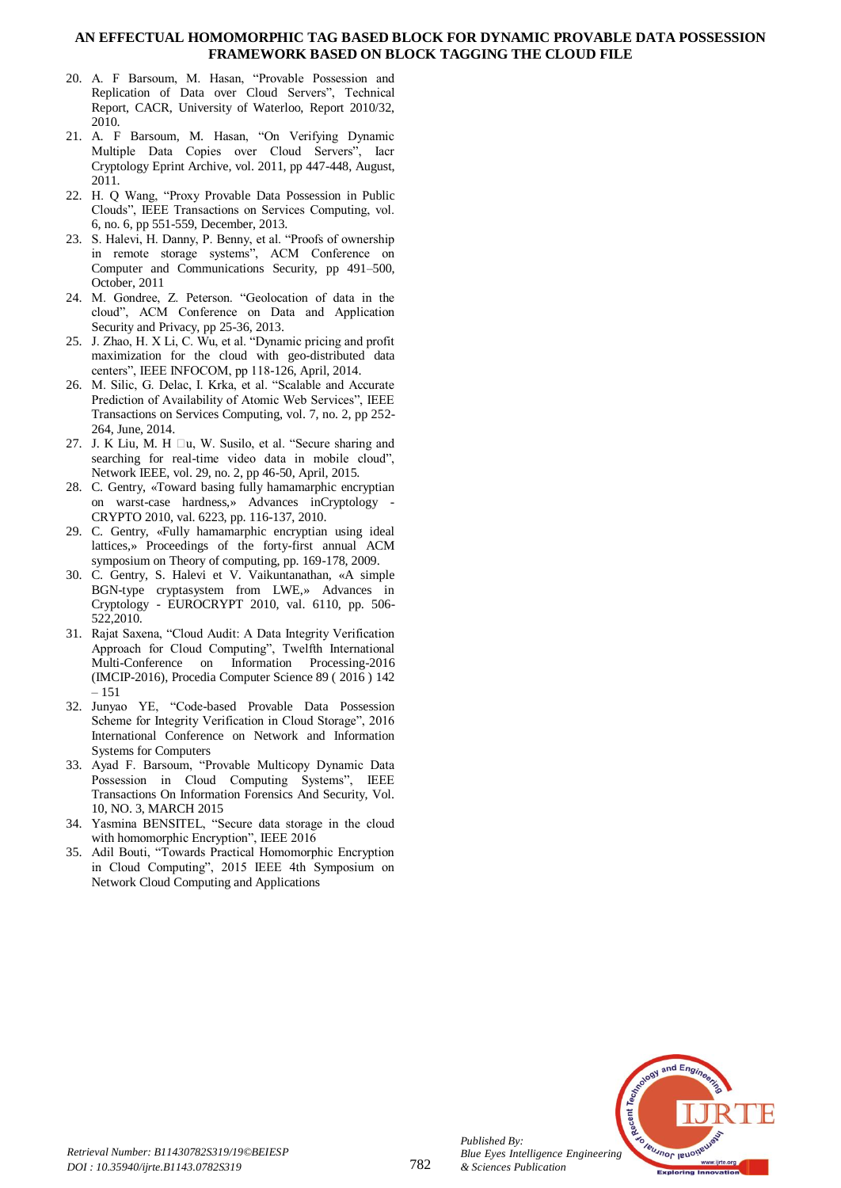20. A. F Barsoum, M. Hasan, “Provable Possession and Replication of Data over Cloud Servers”, Technical Report, CACR, University of Waterloo, Report 2010/32, 2010.
21. A. F Barsoum, M. Hasan, “On Verifying Dynamic Multiple Data Copies over Cloud Servers”, Iacr Cryptology Eprint Archive, vol. 2011, pp 447-448, August, 2011.
22. H. Q Wang, “Proxy Provable Data Possession in Public Clouds”, IEEE Transactions on Services Computing, vol. 6, no. 6, pp 551-559, December, 2013.
23. S. Halevi, H. Danny, P. Benny, et al. “Proofs of ownership in remote storage systems”, ACM Conference on Computer and Communications Security, pp 491–500, October, 2011
24. M. Gondree, Z. Peterson. “Geolocation of data in the cloud”, ACM Conference on Data and Application Security and Privacy, pp 25-36, 2013.
25. J. Zhao, H. X Li, C. Wu, et al. “Dynamic pricing and profit maximization for the cloud with geo-distributed data centers”, IEEE INFOCOM, pp 118-126, April, 2014.
26. M. Silic, G. Delac, I. Krka, et al. “Scalable and Accurate Prediction of Availability of Atomic Web Services”, IEEE Transactions on Services Computing, vol. 7, no. 2, pp 252-264, June, 2014.
27. J. K Liu, M. H □u, W. Susilo, et al. “Secure sharing and searching for real-time video data in mobile cloud”, Network IEEE, vol. 29, no. 2, pp 46-50, April, 2015.
28. C. Gentry, «Toward basing fully hamamarphic encryption on warst-case hardness,» Advances inCryptology - CRYPTO 2010, val. 6223, pp. 116-137, 2010.
29. C. Gentry, «Fully hamamarphic encryption using ideal lattices,» Proceedings of the forty-first annual ACM symposium on Theory of computing, pp. 169-178, 2009.
30. C. Gentry, S. Halevi et V. Vaikuntanathan, «A simple BGN-type cryptasystem from LWE,» Advances in Cryptology - EUROCRYPT 2010, val. 6110, pp. 506-522,2010.
31. Rajat Saxena, “Cloud Audit: A Data Integrity Verification Approach for Cloud Computing”, Twelfth International Multi-Conference on Information Processing-2016 (IMCIP-2016), Procedia Computer Science 89 ( 2016 ) 142 – 151
32. Junyao YE, “Code-based Provable Data Possession Scheme for Integrity Verification in Cloud Storage”, 2016 International Conference on Network and Information Systems for Computers
33. Ayad F. Barsoum, “Provable Multicopy Dynamic Data Possession in Cloud Computing Systems”, IEEE Transactions On Information Forensics And Security, Vol. 10, NO. 3, MARCH 2015
34. Yasmina BENSITEL, “Secure data storage in the cloud with homomorphic Encryption”, IEEE 2016
35. Adil Bouti, “Towards Practical Homomorphic Encryption in Cloud Computing”, 2015 IEEE 4th Symposium on Network Cloud Computing and Applications